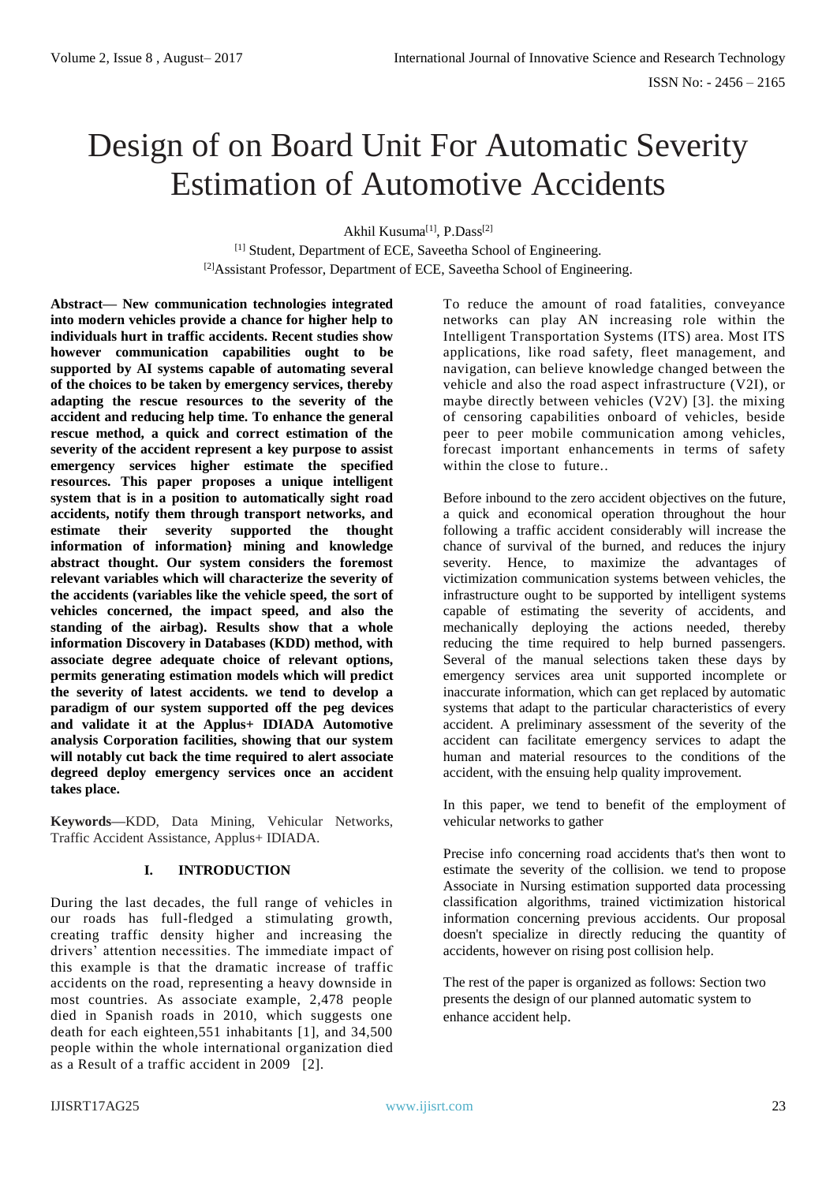# Design of on Board Unit For Automatic Severity Estimation of Automotive Accidents

Akhil Kusuma[1], P.Dass[2]

[1] Student, Department of ECE, Saveetha School of Engineering.

[2]Assistant Professor, Department of ECE, Saveetha School of Engineering.

**Abstract— New communication technologies integrated into modern vehicles provide a chance for higher help to individuals hurt in traffic accidents. Recent studies show however communication capabilities ought to be supported by AI systems capable of automating several of the choices to be taken by emergency services, thereby adapting the rescue resources to the severity of the accident and reducing help time. To enhance the general rescue method, a quick and correct estimation of the severity of the accident represent a key purpose to assist emergency services higher estimate the specified resources. This paper proposes a unique intelligent system that is in a position to automatically sight road accidents, notify them through transport networks, and estimate their severity supported the thought information of information} mining and knowledge abstract thought. Our system considers the foremost relevant variables which will characterize the severity of the accidents (variables like the vehicle speed, the sort of vehicles concerned, the impact speed, and also the standing of the airbag). Results show that a whole information Discovery in Databases (KDD) method, with associate degree adequate choice of relevant options, permits generating estimation models which will predict the severity of latest accidents. we tend to develop a paradigm of our system supported off the peg devices and validate it at the Applus+ IDIADA Automotive analysis Corporation facilities, showing that our system will notably cut back the time required to alert associate degreed deploy emergency services once an accident takes place.**

**Keywords—**KDD, Data Mining, Vehicular Networks, Traffic Accident Assistance, Applus+ IDIADA.

## I. INTRODUCTION

During the last decades, the full range of vehicles in our roads has full-fledged a stimulating growth, creating traffic density higher and increasing the drivers' attention necessities. The immediate impact of this example is that the dramatic increase of traffic accidents on the road, representing a heavy downside in most countries. As associate example, 2,478 people died in Spanish roads in 2010, which suggests one death for each eighteen,551 inhabitants [1], and 34,500 people within the whole international organization died as a Result of a traffic accident in 2009 [2].

To reduce the amount of road fatalities, conveyance networks can play AN increasing role within the Intelligent Transportation Systems (ITS) area. Most ITS applications, like road safety, fleet management, and navigation, can believe knowledge changed between the vehicle and also the road aspect infrastructure (V2I), or maybe directly between vehicles (V2V) [3]. the mixing of censoring capabilities onboard of vehicles, beside peer to peer mobile communication among vehicles, forecast important enhancements in terms of safety within the close to future..

Before inbound to the zero accident objectives on the future, a quick and economical operation throughout the hour following a traffic accident considerably will increase the chance of survival of the burned, and reduces the injury severity. Hence, to maximize the advantages of victimization communication systems between vehicles, the infrastructure ought to be supported by intelligent systems capable of estimating the severity of accidents, and mechanically deploying the actions needed, thereby reducing the time required to help burned passengers. Several of the manual selections taken these days by emergency services area unit supported incomplete or inaccurate information, which can get replaced by automatic systems that adapt to the particular characteristics of every accident. A preliminary assessment of the severity of the accident can facilitate emergency services to adapt the human and material resources to the conditions of the accident, with the ensuing help quality improvement.

In this paper, we tend to benefit of the employment of vehicular networks to gather

Precise info concerning road accidents that's then wont to estimate the severity of the collision. we tend to propose Associate in Nursing estimation supported data processing classification algorithms, trained victimization historical information concerning previous accidents. Our proposal doesn't specialize in directly reducing the quantity of accidents, however on rising post collision help.

The rest of the paper is organized as follows: Section two presents the design of our planned automatic system to enhance accident help.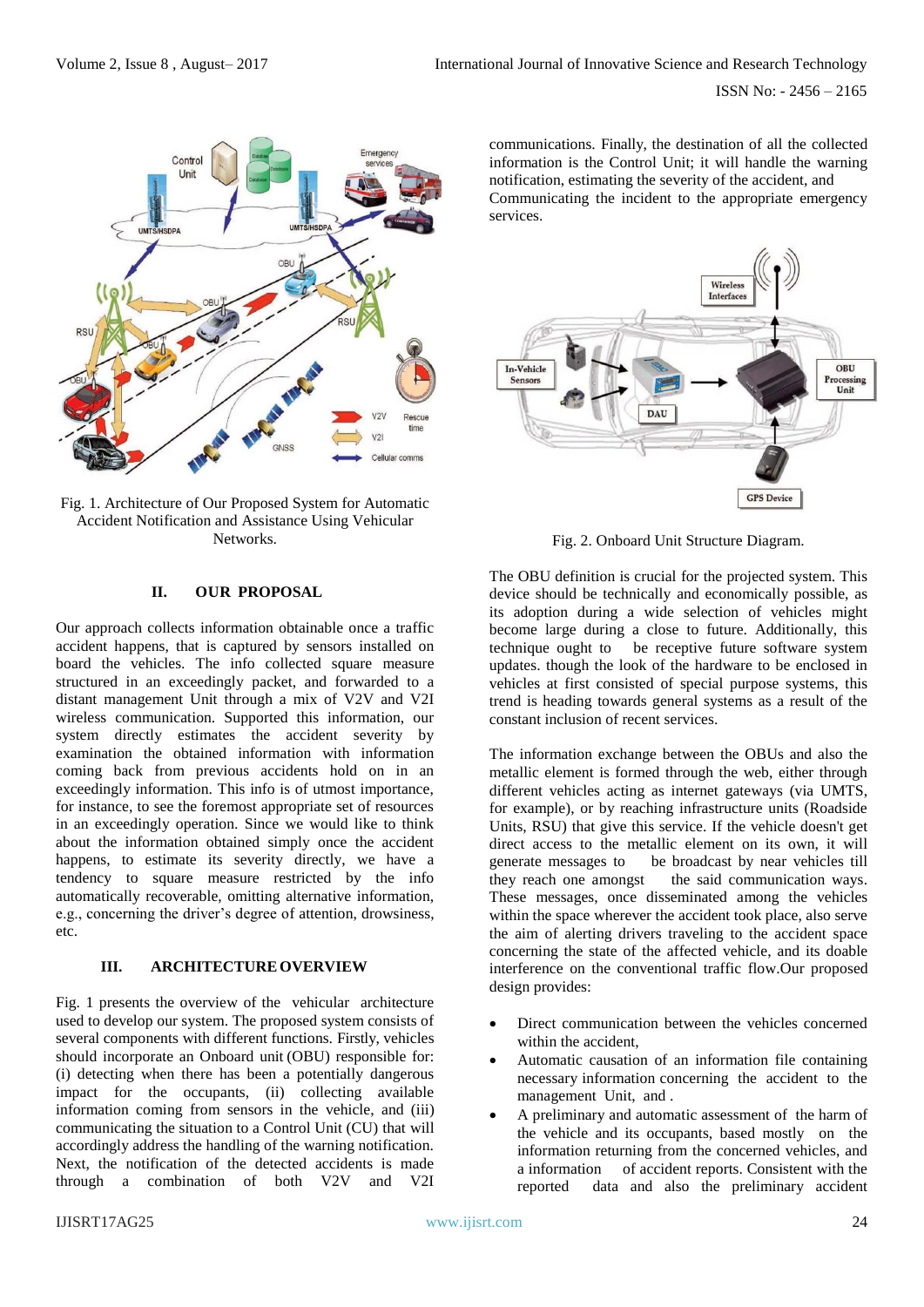Fig. 1. Architecture of Our Proposed System for Automatic Accident Notification and Assistance Using Vehicular Networks.

## II. OUR PROPOSAL

Our approach collects information obtainable once a traffic accident happens, that is captured by sensors installed on board the vehicles. The info collected square measure structured in an exceedingly packet, and forwarded to a distant management Unit through a mix of V2V and V2I wireless communication. Supported this information, our system directly estimates the accident severity by examination the obtained information with information coming back from previous accidents hold on in an exceedingly information. This info is of utmost importance, for instance, to see the foremost appropriate set of resources in an exceedingly operation. Since we would like to think about the information obtained simply once the accident happens, to estimate its severity directly, we have a tendency to square measure restricted by the info automatically recoverable, omitting alternative information, e.g., concerning the driver's degree of attention, drowsiness, etc.

## III. ARCHITECTURE OVERVIEW

Fig. 1 presents the overview of the vehicular architecture used to develop our system. The proposed system consists of several components with different functions. Firstly, vehicles should incorporate an Onboard unit (OBU) responsible for: (i) detecting when there has been a potentially dangerous impact for the occupants, (ii) collecting available information coming from sensors in the vehicle, and (iii) communicating the situation to a Control Unit (CU) that will accordingly address the handling of the warning notification. Next, the notification of the detected accidents is made through a combination of both V2V and V2I communications. Finally, the destination of all the collected information is the Control Unit; it will handle the warning notification, estimating the severity of the accident, and Communicating the incident to the appropriate emergency services.

Fig. 2. Onboard Unit Structure Diagram.

The OBU definition is crucial for the projected system. This device should be technically and economically possible, as its adoption during a wide selection of vehicles might become large during a close to future. Additionally, this technique ought to be receptive future software system updates. though the look of the hardware to be enclosed in vehicles at first consisted of special purpose systems, this trend is heading towards general systems as a result of the constant inclusion of recent services.

The information exchange between the OBUs and also the metallic element is formed through the web, either through different vehicles acting as internet gateways (via UMTS, for example), or by reaching infrastructure units (Roadside Units, RSU) that give this service. If the vehicle doesn't get direct access to the metallic element on its own, it will generate messages to be broadcast by near vehicles till they reach one amongst the said communication ways. These messages, once disseminated among the vehicles within the space wherever the accident took place, also serve the aim of alerting drivers traveling to the accident space concerning the state of the affected vehicle, and its doable interference on the conventional traffic flow.Our proposed design provides:

- Direct communication between the vehicles concerned within the accident,
- Automatic causation of an information file containing necessary information concerning the accident to the management Unit, and .
- A preliminary and automatic assessment of the harm of the vehicle and its occupants, based mostly on the information returning from the concerned vehicles, and a information of accident reports. Consistent with the reported data and also the preliminary accident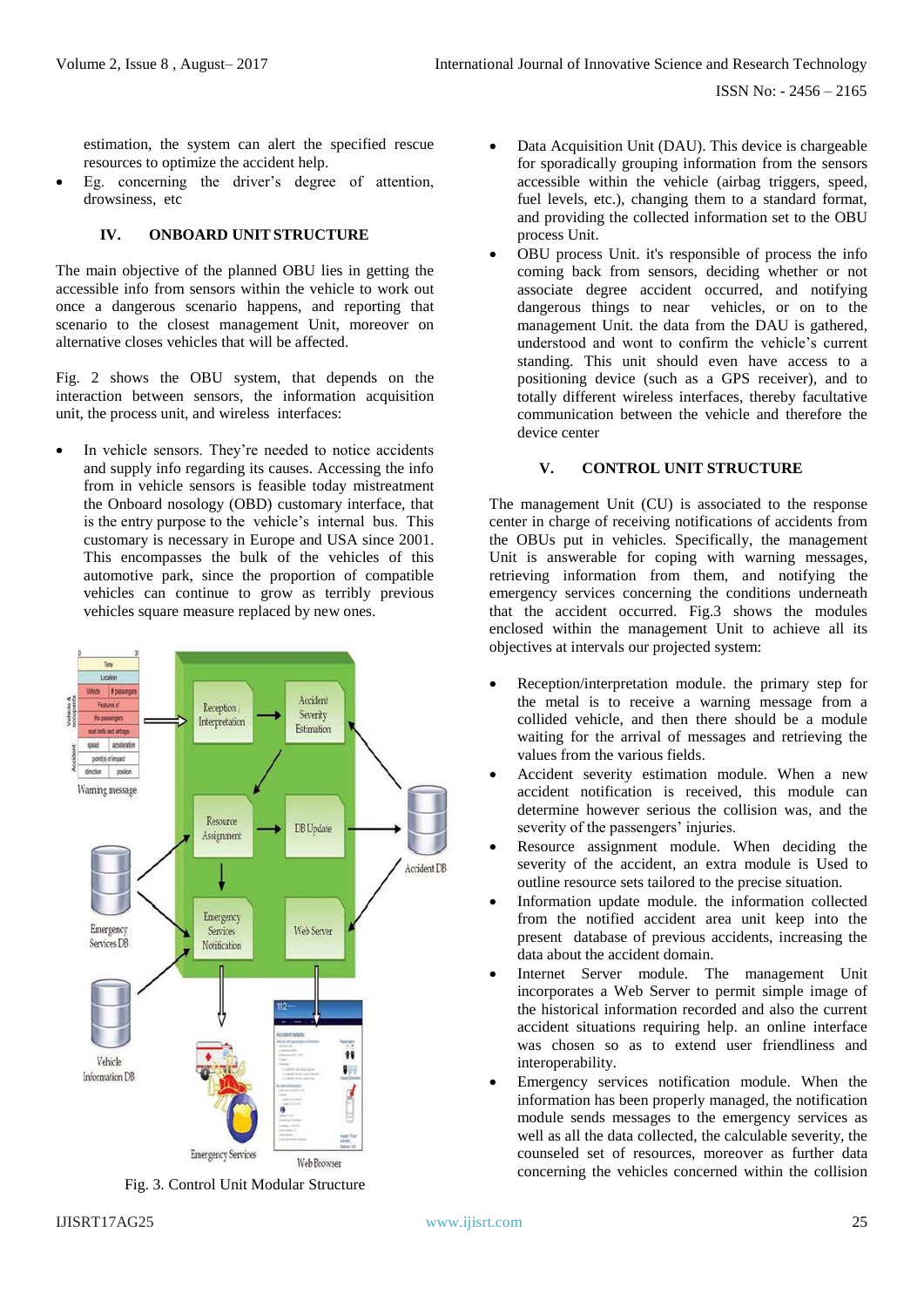estimation, the system can alert the specified rescue resources to optimize the accident help.

- Eg. concerning the driver's degree of attention, drowsiness, etc

## IV. ONBOARD UNIT STRUCTURE

The main objective of the planned OBU lies in getting the accessible info from sensors within the vehicle to work out once a dangerous scenario happens, and reporting that scenario to the closest management Unit, moreover on alternative closes vehicles that will be affected.

Fig. 2 shows the OBU system, that depends on the interaction between sensors, the information acquisition unit, the process unit, and wireless interfaces:

- In vehicle sensors. They're needed to notice accidents and supply info regarding its causes. Accessing the info from in vehicle sensors is feasible today mistreatment the Onboard nosology (OBD) customary interface, that is the entry purpose to the vehicle's internal bus. This customary is necessary in Europe and USA since 2001. This encompasses the bulk of the vehicles of this automotive park, since the proportion of compatible vehicles can continue to grow as terribly previous vehicles square measure replaced by new ones.

Fig. 3. Control Unit Modular Structure

- Data Acquisition Unit (DAU). This device is chargeable for sporadically grouping information from the sensors accessible within the vehicle (airbag triggers, speed, fuel levels, etc.), changing them to a standard format, and providing the collected information set to the OBU process Unit.
- OBU process Unit. it's responsible of process the info coming back from sensors, deciding whether or not associate degree accident occurred, and notifying dangerous things to near vehicles, or on to the management Unit. the data from the DAU is gathered, understood and wont to confirm the vehicle's current standing. This unit should even have access to a positioning device (such as a GPS receiver), and to totally different wireless interfaces, thereby facultative communication between the vehicle and therefore the device center

## V. CONTROL UNIT STRUCTURE

The management Unit (CU) is associated to the response center in charge of receiving notifications of accidents from the OBUs put in vehicles. Specifically, the management Unit is answerable for coping with warning messages, retrieving information from them, and notifying the emergency services concerning the conditions underneath that the accident occurred. Fig.3 shows the modules enclosed within the management Unit to achieve all its objectives at intervals our projected system:

- Reception/interpretation module. the primary step for the metal is to receive a warning message from a collided vehicle, and then there should be a module waiting for the arrival of messages and retrieving the values from the various fields.
- Accident severity estimation module. When a new accident notification is received, this module can determine however serious the collision was, and the severity of the passengers' injuries.
- Resource assignment module. When deciding the severity of the accident, an extra module is Used to outline resource sets tailored to the precise situation.
- Information update module. the information collected from the notified accident area unit keep into the present database of previous accidents, increasing the data about the accident domain.
- Internet Server module. The management Unit incorporates a Web Server to permit simple image of the historical information recorded and also the current accident situations requiring help. an online interface was chosen so as to extend user friendliness and interoperability.
- Emergency services notification module. When the information has been properly managed, the notification module sends messages to the emergency services as well as all the data collected, the calculable severity, the counseled set of resources, moreover as further data concerning the vehicles concerned within the collision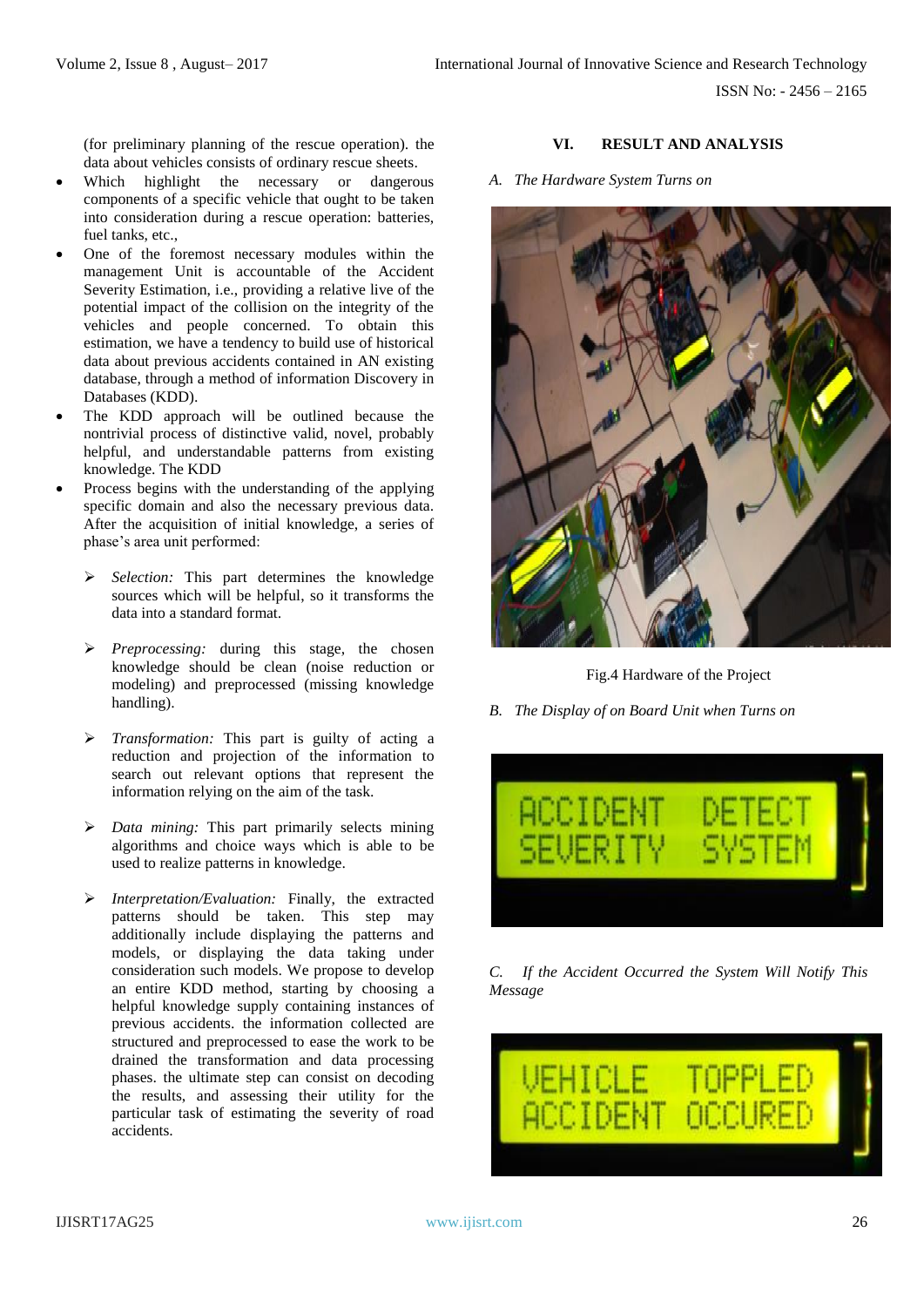(for preliminary planning of the rescue operation). the data about vehicles consists of ordinary rescue sheets.

- Which highlight the necessary or dangerous components of a specific vehicle that ought to be taken into consideration during a rescue operation: batteries, fuel tanks, etc.,
- One of the foremost necessary modules within the management Unit is accountable of the Accident Severity Estimation, i.e., providing a relative live of the potential impact of the collision on the integrity of the vehicles and people concerned. To obtain this estimation, we have a tendency to build use of historical data about previous accidents contained in AN existing database, through a method of information Discovery in Databases (KDD).
- The KDD approach will be outlined because the nontrivial process of distinctive valid, novel, probably helpful, and understandable patterns from existing knowledge. The KDD
- Process begins with the understanding of the applying specific domain and also the necessary previous data. After the acquisition of initial knowledge, a series of phase's area unit performed:
  - *Selection:* This part determines the knowledge sources which will be helpful, so it transforms the data into a standard format.
  - *Preprocessing:* during this stage, the chosen knowledge should be clean (noise reduction or modeling) and preprocessed (missing knowledge handling).
  - *Transformation:* This part is guilty of acting a reduction and projection of the information to search out relevant options that represent the information relying on the aim of the task.
  - *Data mining:* This part primarily selects mining algorithms and choice ways which is able to be used to realize patterns in knowledge.
  - *Interpretation/Evaluation:* Finally, the extracted patterns should be taken. This step may additionally include displaying the patterns and models, or displaying the data taking under consideration such models. We propose to develop an entire KDD method, starting by choosing a helpful knowledge supply containing instances of previous accidents. the information collected are structured and preprocessed to ease the work to be drained the transformation and data processing phases. the ultimate step can consist on decoding the results, and assessing their utility for the particular task of estimating the severity of road accidents.

## VI. RESULT AND ANALYSIS

*A. The Hardware System Turns on*

Fig.4 Hardware of the Project

*B. The Display of on Board Unit when Turns on*

ACCIDENT DETECT
SEVERITY SYSTEM

*C. If the Accident Occurred the System Will Notify This Message*

VEHICLE TOPPLED
ACCIDENT OCCURED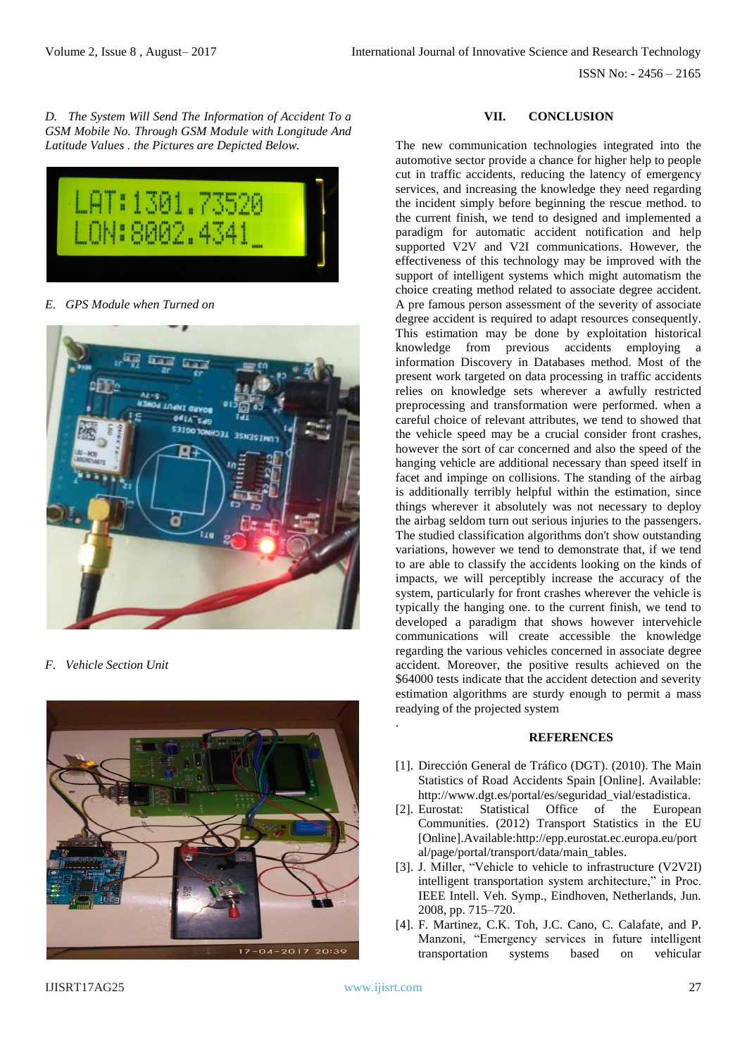*D. The System Will Send The Information of Accident To a GSM Mobile No. Through GSM Module with Longitude And Latitude Values . the Pictures are Depicted Below.*

*E. GPS Module when Turned on*

*F. Vehicle Section Unit*

## VII. CONCLUSION

The new communication technologies integrated into the automotive sector provide a chance for higher help to people cut in traffic accidents, reducing the latency of emergency services, and increasing the knowledge they need regarding the incident simply before beginning the rescue method. to the current finish, we tend to designed and implemented a paradigm for automatic accident notification and help supported V2V and V2I communications. However, the effectiveness of this technology may be improved with the support of intelligent systems which might automatism the choice creating method related to associate degree accident. A pre famous person assessment of the severity of associate degree accident is required to adapt resources consequently. This estimation may be done by exploitation historical knowledge from previous accidents employing a information Discovery in Databases method. Most of the present work targeted on data processing in traffic accidents relies on knowledge sets wherever a awfully restricted preprocessing and transformation were performed. when a careful choice of relevant attributes, we tend to showed that the vehicle speed may be a crucial consider front crashes, however the sort of car concerned and also the speed of the hanging vehicle are additional necessary than speed itself in facet and impinge on collisions. The standing of the airbag is additionally terribly helpful within the estimation, since things wherever it absolutely was not necessary to deploy the airbag seldom turn out serious injuries to the passengers. The studied classification algorithms don't show outstanding variations, however we tend to demonstrate that, if we tend to are able to classify the accidents looking on the kinds of impacts, we will perceptibly increase the accuracy of the system, particularly for front crashes wherever the vehicle is typically the hanging one. to the current finish, we tend to developed a paradigm that shows however intervehicle communications will create accessible the knowledge regarding the various vehicles concerned in associate degree accident. Moreover, the positive results achieved on the $64000 tests indicate that the accident detection and severity estimation algorithms are sturdy enough to permit a mass readying of the projected system

.

## REFERENCES

[1]. Dirección General de Tráfico (DGT). (2010). The Main Statistics of Road Accidents Spain [Online]. Available: http://www.dgt.es/portal/es/seguridad_vial/estadistica.

[2]. Eurostat: Statistical Office of the European Communities. (2012) Transport Statistics in the EU [Online].Available:http://epp.eurostat.ec.europa.eu/portal/page/portal/transport/data/main_tables.

[3]. J. Miller, "Vehicle to vehicle to infrastructure (V2V2I) intelligent transportation system architecture," in Proc. IEEE Intell. Veh. Symp., Eindhoven, Netherlands, Jun. 2008, pp. 715–720.

[4]. F. Martinez, C.K. Toh, J.C. Cano, C. Calafate, and P. Manzoni, "Emergency services in future intelligent transportation systems based on vehicular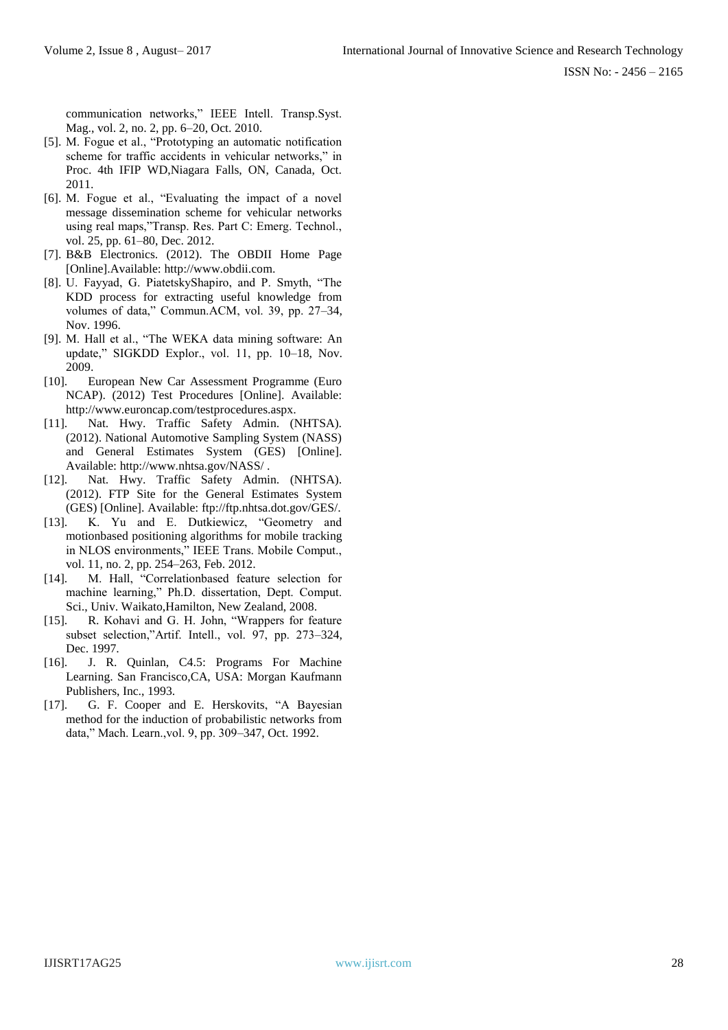communication networks," IEEE Intell. Transp.Syst. Mag., vol. 2, no. 2, pp. 6–20, Oct. 2010.

[5]. M. Fogue et al., "Prototyping an automatic notification scheme for traffic accidents in vehicular networks," in Proc. 4th IFIP WD,Niagara Falls, ON, Canada, Oct. 2011.

[6]. M. Fogue et al., "Evaluating the impact of a novel message dissemination scheme for vehicular networks using real maps,"Transp. Res. Part C: Emerg. Technol., vol. 25, pp. 61–80, Dec. 2012.

[7]. B&B Electronics. (2012). The OBDII Home Page [Online].Available: http://www.obdii.com.

[8]. U. Fayyad, G. PiatetskyShapiro, and P. Smyth, "The KDD process for extracting useful knowledge from volumes of data," Commun.ACM, vol. 39, pp. 27–34, Nov. 1996.

[9]. M. Hall et al., "The WEKA data mining software: An update," SIGKDD Explor., vol. 11, pp. 10–18, Nov. 2009.

[10]. European New Car Assessment Programme (Euro NCAP). (2012) Test Procedures [Online]. Available: http://www.euroncap.com/testprocedures.aspx.

[11]. Nat. Hwy. Traffic Safety Admin. (NHTSA). (2012). National Automotive Sampling System (NASS) and General Estimates System (GES) [Online]. Available: http://www.nhtsa.gov/NASS/ .

[12]. Nat. Hwy. Traffic Safety Admin. (NHTSA). (2012). FTP Site for the General Estimates System (GES) [Online]. Available: ftp://ftp.nhtsa.dot.gov/GES/.

[13]. K. Yu and E. Dutkiewicz, "Geometry and motionbased positioning algorithms for mobile tracking in NLOS environments," IEEE Trans. Mobile Comput., vol. 11, no. 2, pp. 254–263, Feb. 2012.

[14]. M. Hall, "Correlationbased feature selection for machine learning," Ph.D. dissertation, Dept. Comput. Sci., Univ. Waikato,Hamilton, New Zealand, 2008.

[15]. R. Kohavi and G. H. John, "Wrappers for feature subset selection,"Artif. Intell., vol. 97, pp. 273–324, Dec. 1997.

[16]. J. R. Quinlan, C4.5: Programs For Machine Learning. San Francisco,CA, USA: Morgan Kaufmann Publishers, Inc., 1993.

[17]. G. F. Cooper and E. Herskovits, "A Bayesian method for the induction of probabilistic networks from data," Mach. Learn.,vol. 9, pp. 309–347, Oct. 1992.